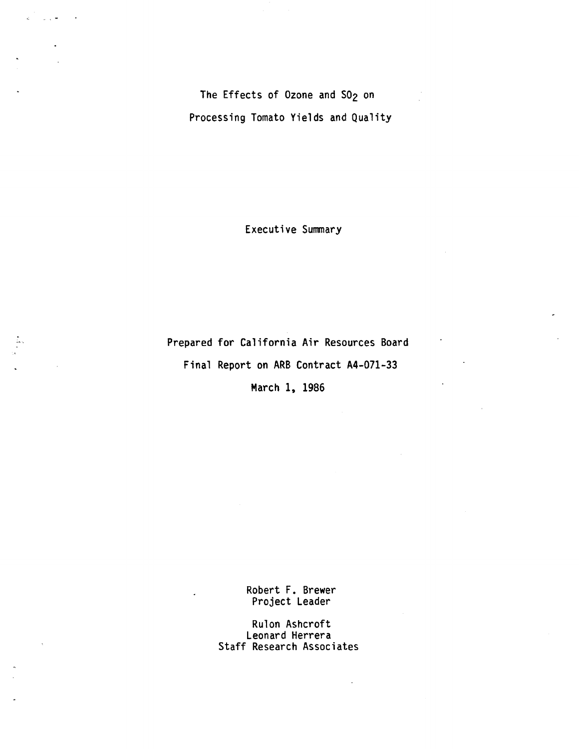# The Effects of Ozone and $SO_2$ on Processing Tomato Yields and Quality

## Executive Summary

Prepared for California Air Resources Board

Final Report on ARB Contract A4-071-33

March 1, 1986

Robert F. Brewer
Project Leader

Rulon Ashcroft
Leonard Herrera
Staff Research Associates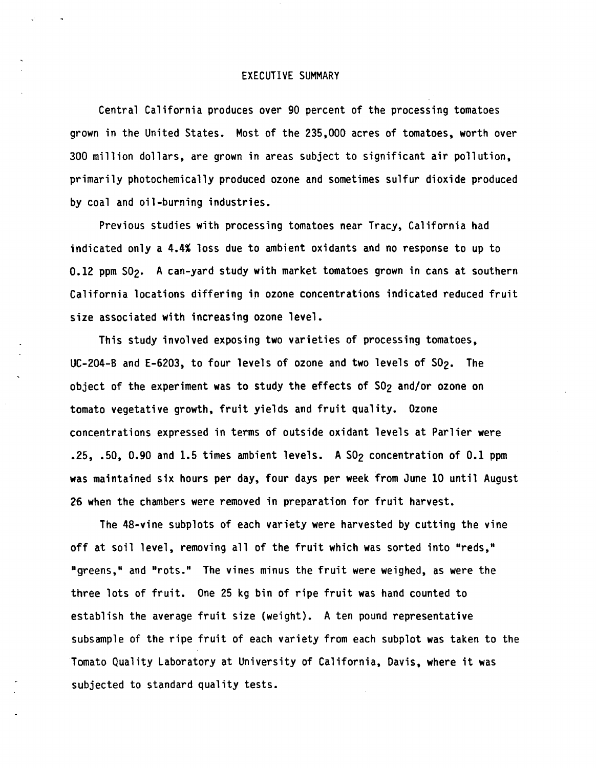# EXECUTIVE SUMMARY

Central California produces over 90 percent of the processing tomatoes grown in the United States. Most of the 235,000 acres of tomatoes, worth over 300 million dollars, are grown in areas subject to significant air pollution, primarily photochemically produced ozone and sometimes sulfur dioxide produced by coal and oil-burning industries.

Previous studies with processing tomatoes near Tracy, California had indicated only a 4.4% loss due to ambient oxidants and no response to up to 0.12 ppm $SO_2$. A can-yard study with market tomatoes grown in cans at southern California locations differing in ozone concentrations indicated reduced fruit size associated with increasing ozone level.

This study involved exposing two varieties of processing tomatoes, UC-204-B and E-6203, to four levels of ozone and two levels of $SO_2$. The object of the experiment was to study the effects of $SO_2$ and/or ozone on tomato vegetative growth, fruit yields and fruit quality. Ozone concentrations expressed in terms of outside oxidant levels at Parlier were .25, .50, 0.90 and 1.5 times ambient levels. A $SO_2$ concentration of 0.1 ppm was maintained six hours per day, four days per week from June 10 until August 26 when the chambers were removed in preparation for fruit harvest.

The 48-vine subplots of each variety were harvested by cutting the vine off at soil level, removing all of the fruit which was sorted into "reds," "greens," and "rots." The vines minus the fruit were weighed, as were the three lots of fruit. One 25 kg bin of ripe fruit was hand counted to establish the average fruit size (weight). A ten pound representative subsample of the ripe fruit of each variety from each subplot was taken to the Tomato Quality Laboratory at University of California, Davis, where it was subjected to standard quality tests.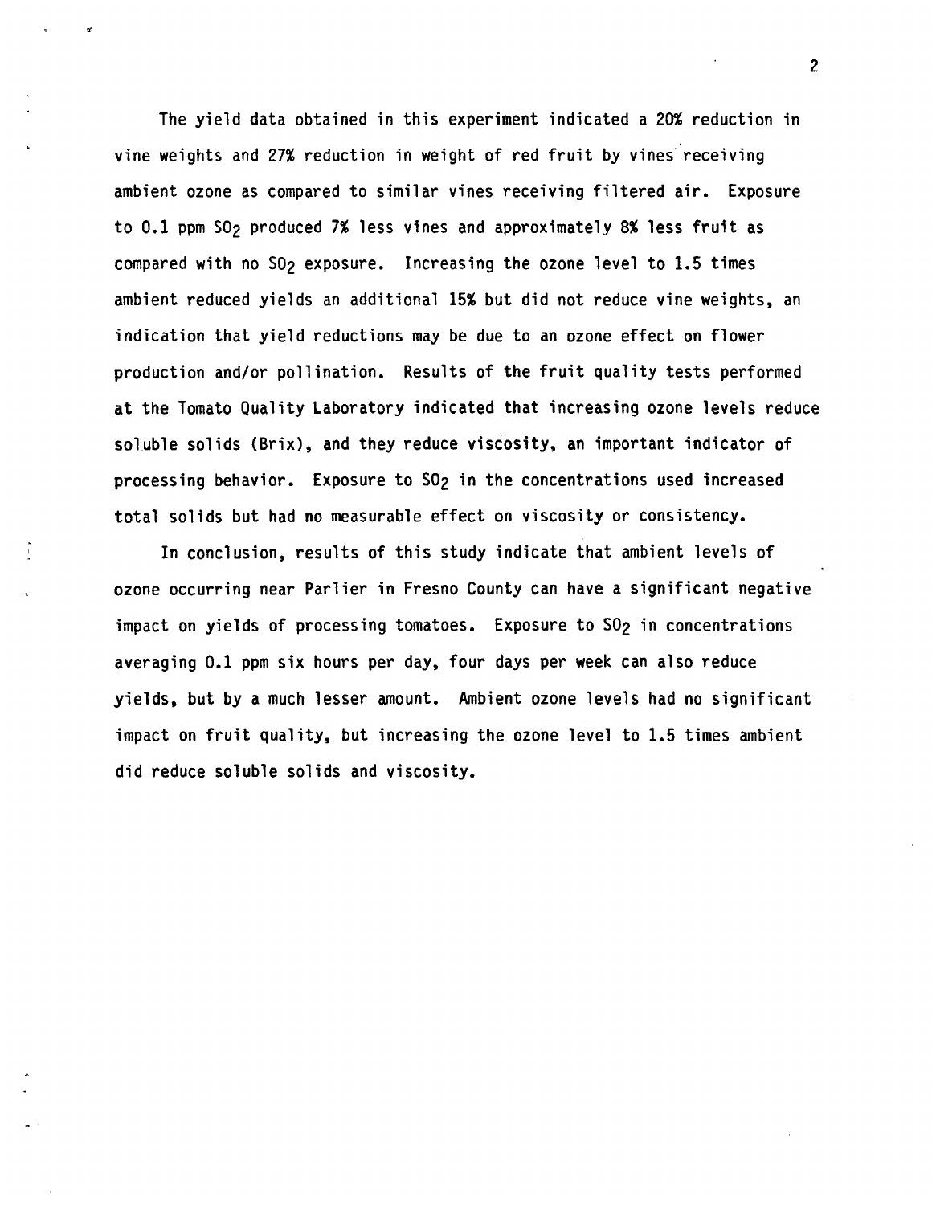The yield data obtained in this experiment indicated a 20% reduction in vine weights and 27% reduction in weight of red fruit by vines receiving ambient ozone as compared to similar vines receiving filtered air. Exposure to 0.1 ppm $SO_2$ produced 7% less vines and approximately 8% less fruit as compared with no $SO_2$ exposure. Increasing the ozone level to 1.5 times ambient reduced yields an additional 15% but did not reduce vine weights, an indication that yield reductions may be due to an ozone effect on flower production and/or pollination. Results of the fruit quality tests performed at the Tomato Quality Laboratory indicated that increasing ozone levels reduce soluble solids (Brix), and they reduce viscosity, an important indicator of processing behavior. Exposure to $SO_2$ in the concentrations used increased total solids but had no measurable effect on viscosity or consistency.

In conclusion, results of this study indicate that ambient levels of ozone occurring near Parlier in Fresno County can have a significant negative impact on yields of processing tomatoes. Exposure to $SO_2$ in concentrations averaging 0.1 ppm six hours per day, four days per week can also reduce yields, but by a much lesser amount. Ambient ozone levels had no significant impact on fruit quality, but increasing the ozone level to 1.5 times ambient did reduce soluble solids and viscosity.